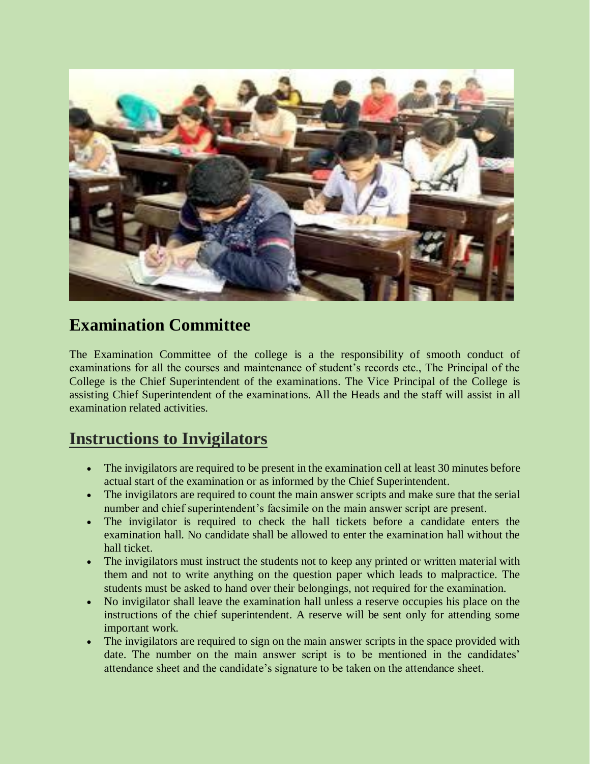## Examination Committee

The Examination Committee of the college is a the responsibility of smooth conduct of examinations for all the courses and maintenance of student's records etc., The Principal of the College is the Chief Superintendent of the examinations. The Vice Principal of the College is assisting Chief Superintendent of the examinations. All the Heads and the staff will assist in all examination related activities.

## Instructions to Invigilators

- The invigilators are required to be present in the examination cell at least 30 minutes before actual start of the examination or as informed by the Chief Superintendent.
- The invigilators are required to count the main answer scripts and make sure that the serial number and chief superintendent's facsimile on the main answer script are present.
- The invigilator is required to check the hall tickets before a candidate enters the examination hall. No candidate shall be allowed to enter the examination hall without the hall ticket.
- The invigilators must instruct the students not to keep any printed or written material with them and not to write anything on the question paper which leads to malpractice. The students must be asked to hand over their belongings, not required for the examination.
- No invigilator shall leave the examination hall unless a reserve occupies his place on the instructions of the chief superintendent. A reserve will be sent only for attending some important work.
- The invigilators are required to sign on the main answer scripts in the space provided with date. The number on the main answer script is to be mentioned in the candidates' attendance sheet and the candidate's signature to be taken on the attendance sheet.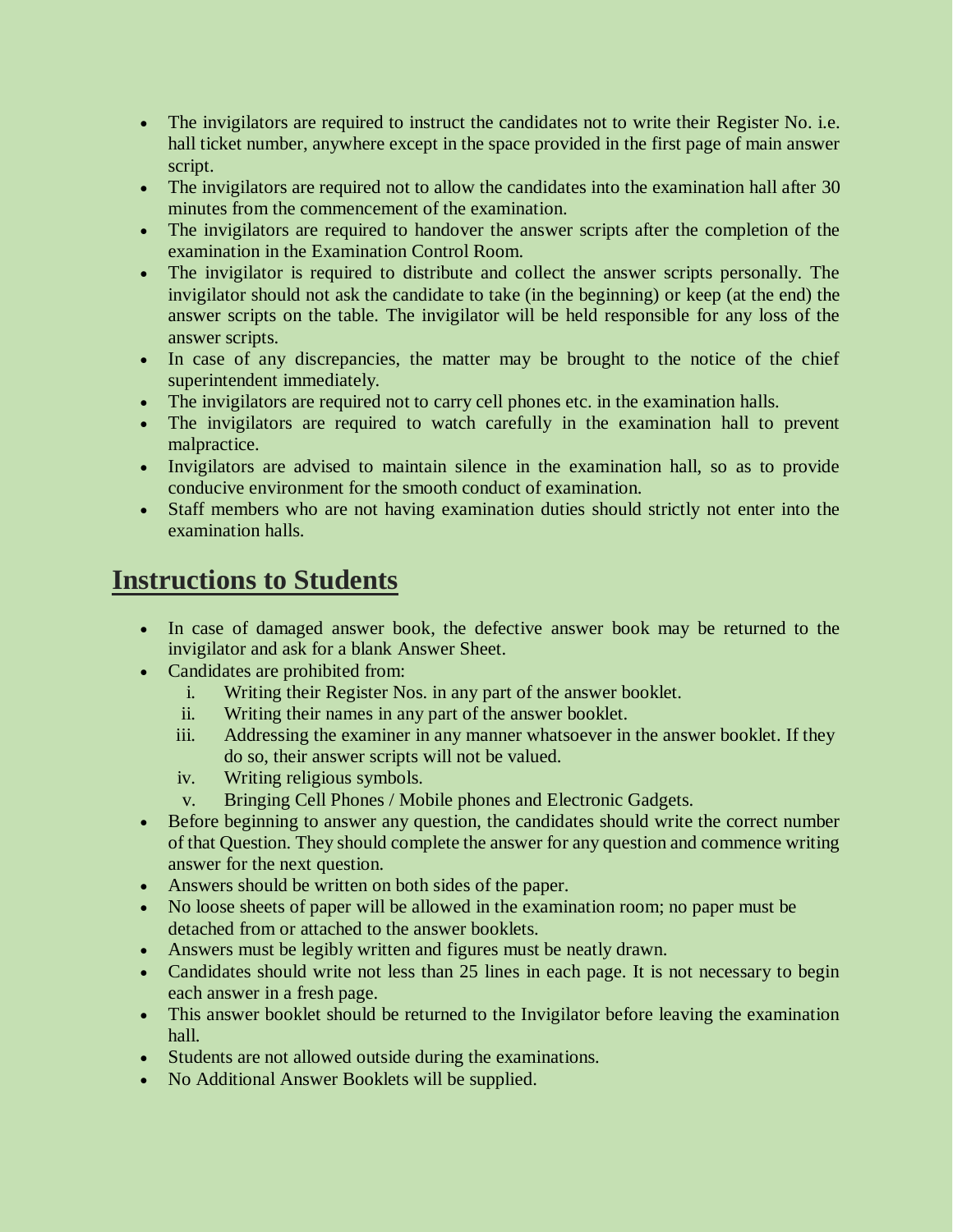- The invigilators are required to instruct the candidates not to write their Register No. i.e. hall ticket number, anywhere except in the space provided in the first page of main answer script.
- The invigilators are required not to allow the candidates into the examination hall after 30 minutes from the commencement of the examination.
- The invigilators are required to handover the answer scripts after the completion of the examination in the Examination Control Room.
- The invigilator is required to distribute and collect the answer scripts personally. The invigilator should not ask the candidate to take (in the beginning) or keep (at the end) the answer scripts on the table. The invigilator will be held responsible for any loss of the answer scripts.
- In case of any discrepancies, the matter may be brought to the notice of the chief superintendent immediately.
- The invigilators are required not to carry cell phones etc. in the examination halls.
- The invigilators are required to watch carefully in the examination hall to prevent malpractice.
- Invigilators are advised to maintain silence in the examination hall, so as to provide conducive environment for the smooth conduct of examination.
- Staff members who are not having examination duties should strictly not enter into the examination halls.

## Instructions to Students

- In case of damaged answer book, the defective answer book may be returned to the invigilator and ask for a blank Answer Sheet.
- Candidates are prohibited from:
  i. Writing their Register Nos. in any part of the answer booklet.
  ii. Writing their names in any part of the answer booklet.
  iii. Addressing the examiner in any manner whatsoever in the answer booklet. If they do so, their answer scripts will not be valued.
  iv. Writing religious symbols.
  v. Bringing Cell Phones / Mobile phones and Electronic Gadgets.
- Before beginning to answer any question, the candidates should write the correct number of that Question. They should complete the answer for any question and commence writing answer for the next question.
- Answers should be written on both sides of the paper.
- No loose sheets of paper will be allowed in the examination room; no paper must be detached from or attached to the answer booklets.
- Answers must be legibly written and figures must be neatly drawn.
- Candidates should write not less than 25 lines in each page. It is not necessary to begin each answer in a fresh page.
- This answer booklet should be returned to the Invigilator before leaving the examination hall.
- Students are not allowed outside during the examinations.
- No Additional Answer Booklets will be supplied.